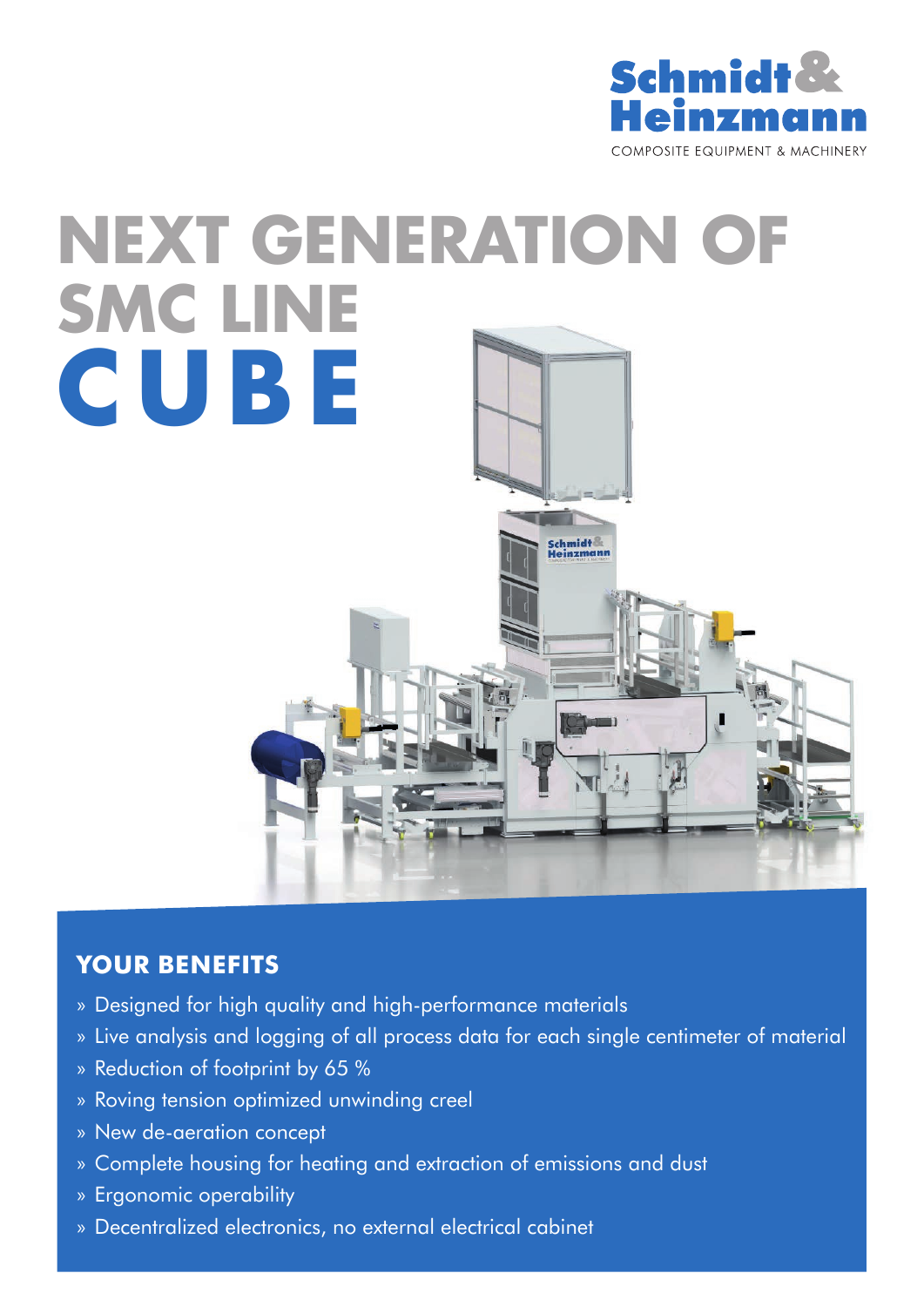Schmidt & Heinzmann

COMPOSITE EQUIPMENT & MACHINERY

# NEXT GENERATION OF SMC LINE CUBE

## YOUR BENEFITS

» Designed for high quality and high-performance materials

» Live analysis and logging of all process data for each single centimeter of material

» Reduction of footprint by 65 %

» Roving tension optimized unwinding creel

» New de-aeration concept

» Complete housing for heating and extraction of emissions and dust

» Ergonomic operability

» Decentralized electronics, no external electrical cabinet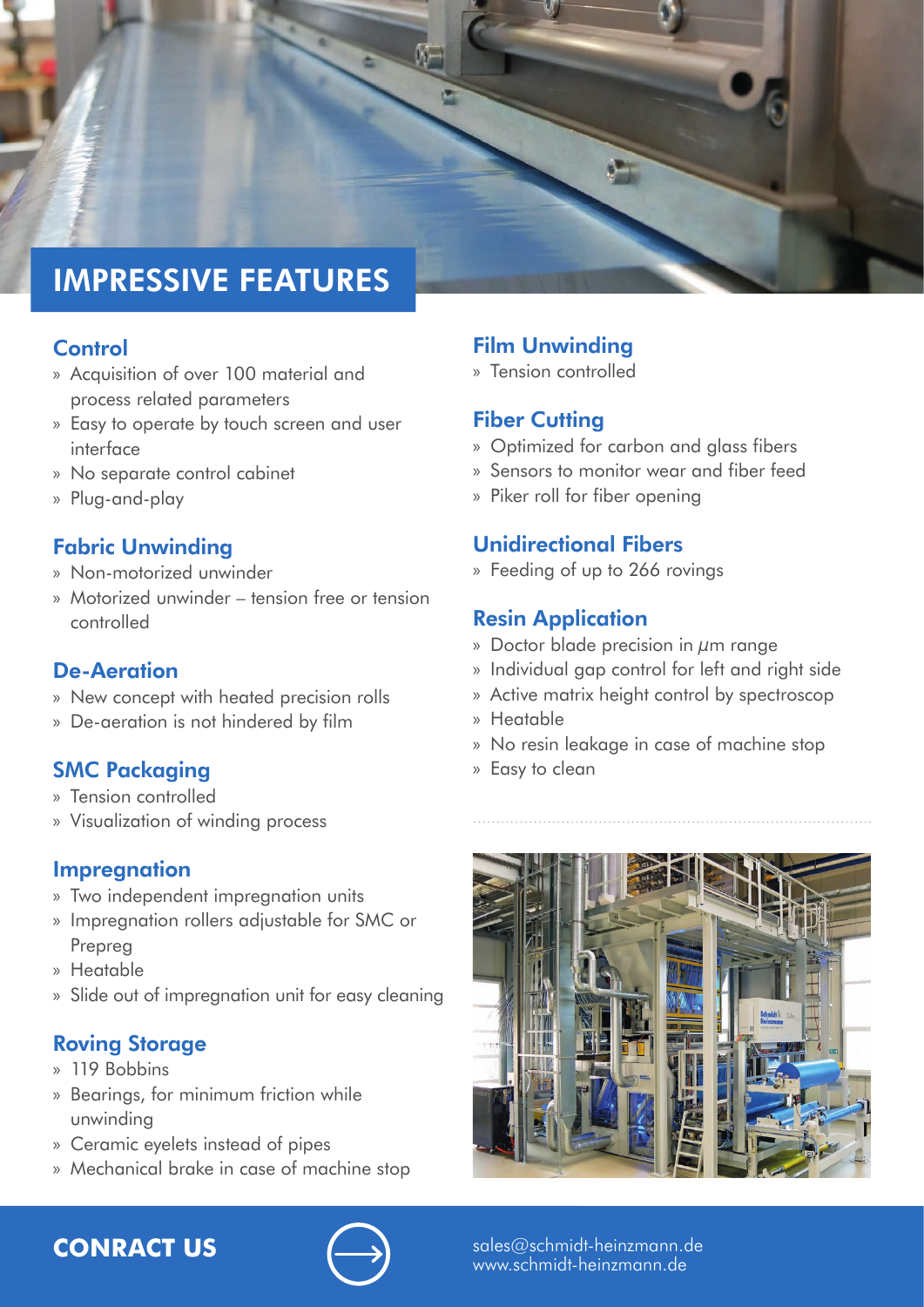## IMPRESSIVE FEATURES

### Control

- Acquisition of over 100 material and process related parameters
- Easy to operate by touch screen and user interface
- No separate control cabinet
- Plug-and-play

### Fabric Unwinding

- Non-motorized unwinder
- Motorized unwinder – tension free or tension controlled

### De-Aeration

- New concept with heated precision rolls
- De-aeration is not hindered by film

### SMC Packaging

- Tension controlled
- Visualization of winding process

### Impregnation

- Two independent impregnation units
- Impregnation rollers adjustable for SMC or Prepreg
- Heatable
- Slide out of impregnation unit for easy cleaning

### Roving Storage

- 119 Bobbins
- Bearings, for minimum friction while unwinding
- Ceramic eyelets instead of pipes
- Mechanical brake in case of machine stop

### Film Unwinding

- Tension controlled

### Fiber Cutting

- Optimized for carbon and glass fibers
- Sensors to monitor wear and fiber feed
- Piker roll for fiber opening

### Unidirectional Fibers

- Feeding of up to 266 rovings

### Resin Application

- Doctor blade precision in $\mu$m range
- Individual gap control for left and right side
- Active matrix height control by spectroscop
- Heatable
- No resin leakage in case of machine stop
- Easy to clean

## CONRACT US

sales@schmidt-heinzmann.de
www.schmidt-heinzmann.de